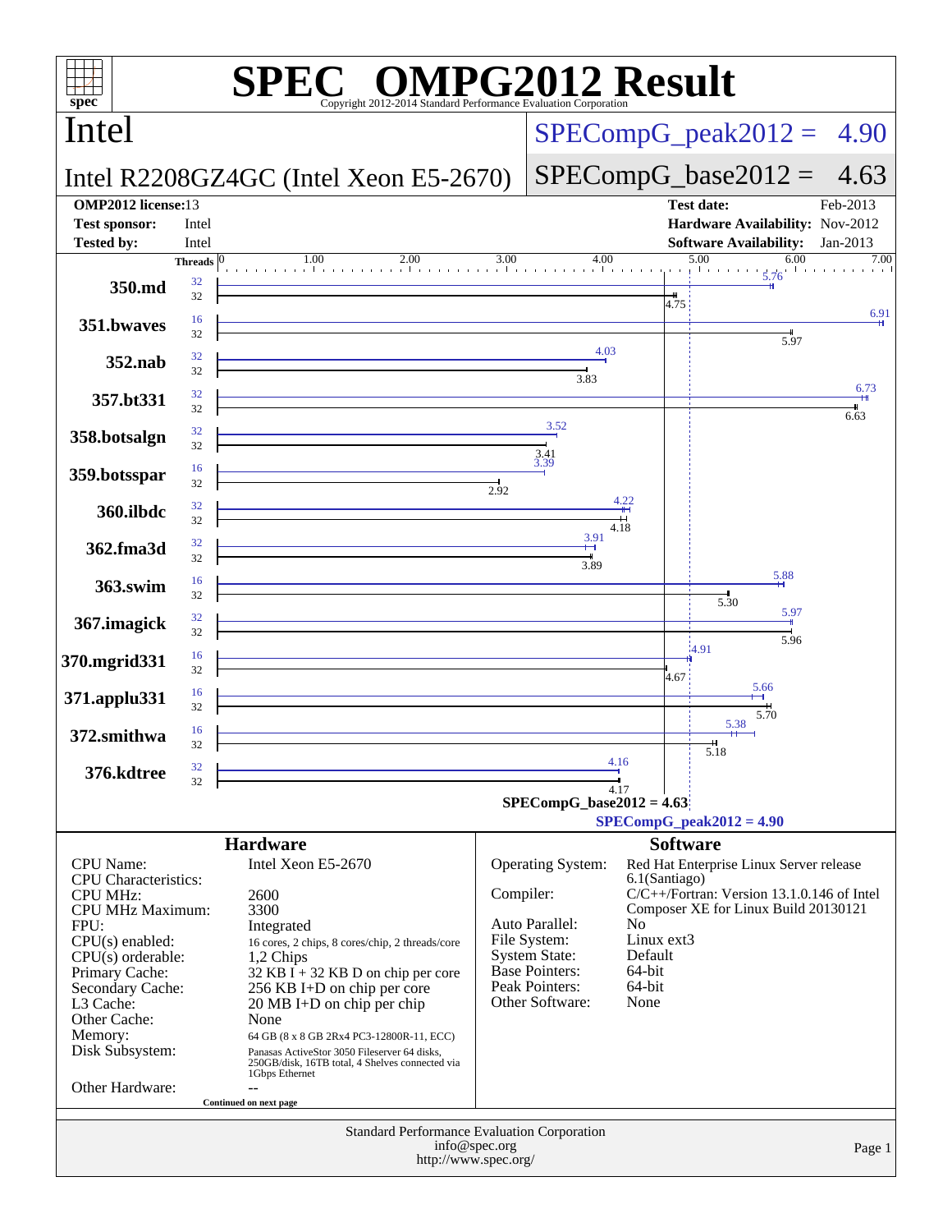# SPEC OMPG2012 Result

Copyright 2012-2014 Standard Performance Evaluation Corporation

## Intel

**Intel R2208GZ4GC (Intel Xeon E5-2670)**

SPECompG_peak2012 = 4.90

SPECompG_base2012 = 4.63

| | | | |
|---|---|---|---|
| **OMP2012 license:** | 13 | **Test date:** | Feb-2013 |
| **Test sponsor:** | Intel | **Hardware Availability:** | Nov-2012 |
| **Tested by:** | Intel | **Software Availability:** | Jan-2013 |

| Benchmark | Peak Threads | Peak Ratio | Base Threads | Base Ratio |
|---|---|---|---|---|
| 350.md | 32 | 5.76 | 32 | 4.75 |
| 351.bwaves | 16 | 6.91 | 32 | 5.97 |
| 352.nab | 32 | 4.03 | 32 | 3.83 |
| 357.bt331 | 32 | 6.73 | 32 | 6.63 |
| 358.botsalgn | 32 | 3.52 | 32 | 3.41 |
| 359.botsspar | 16 | 3.39 | 32 | 2.92 |
| 360.ilbdc | 32 | 4.22 | 32 | 4.18 |
| 362.fma3d | 32 | 3.91 | 32 | 3.89 |
| 363.swim | 16 | 5.88 | 32 | 5.30 |
| 367.imagick | 32 | 5.97 | 32 | 5.96 |
| 370.mgrid331 | 16 | 4.91 | 32 | 4.67 |
| 371.applu331 | 16 | 5.66 | 32 | 5.70 |
| 372.smithwa | 16 | 5.38 | 32 | 5.18 |
| 376.kdtree | 32 | 4.16 | 32 | 4.17 |

SPECompG_base2012 = 4.63

SPECompG_peak2012 = 4.90

## Hardware

| | |
|---|---|
| CPU Name: | Intel Xeon E5-2670 |
| CPU Characteristics: | |
| CPU MHz: | 2600 |
| CPU MHz Maximum: | 3300 |
| FPU: | Integrated |
| CPU(s) enabled: | 16 cores, 2 chips, 8 cores/chip, 2 threads/core |
| CPU(s) orderable: | 1,2 Chips |
| Primary Cache: | 32 KB I + 32 KB D on chip per core |
| Secondary Cache: | 256 KB I+D on chip per core |
| L3 Cache: | 20 MB I+D on chip per chip |
| Other Cache: | None |
| Memory: | 64 GB (8 x 8 GB 2Rx4 PC3-12800R-11, ECC) |
| Disk Subsystem: | Panasas ActiveStor 3050 Fileserver 64 disks, 250GB/disk, 16TB total, 4 Shelves connected via 1Gbps Ethernet |
| Other Hardware: | -- |

Continued on next page

## Software

| | |
|---|---|
| Operating System: | Red Hat Enterprise Linux Server release 6.1(Santiago) |
| Compiler: | C/C++/Fortran: Version 13.1.0.146 of Intel Composer XE for Linux Build 20130121 |
| Auto Parallel: | No |
| File System: | Linux ext3 |
| System State: | Default |
| Base Pointers: | 64-bit |
| Peak Pointers: | 64-bit |
| Other Software: | None |

Standard Performance Evaluation Corporation
info@spec.org
http://www.spec.org/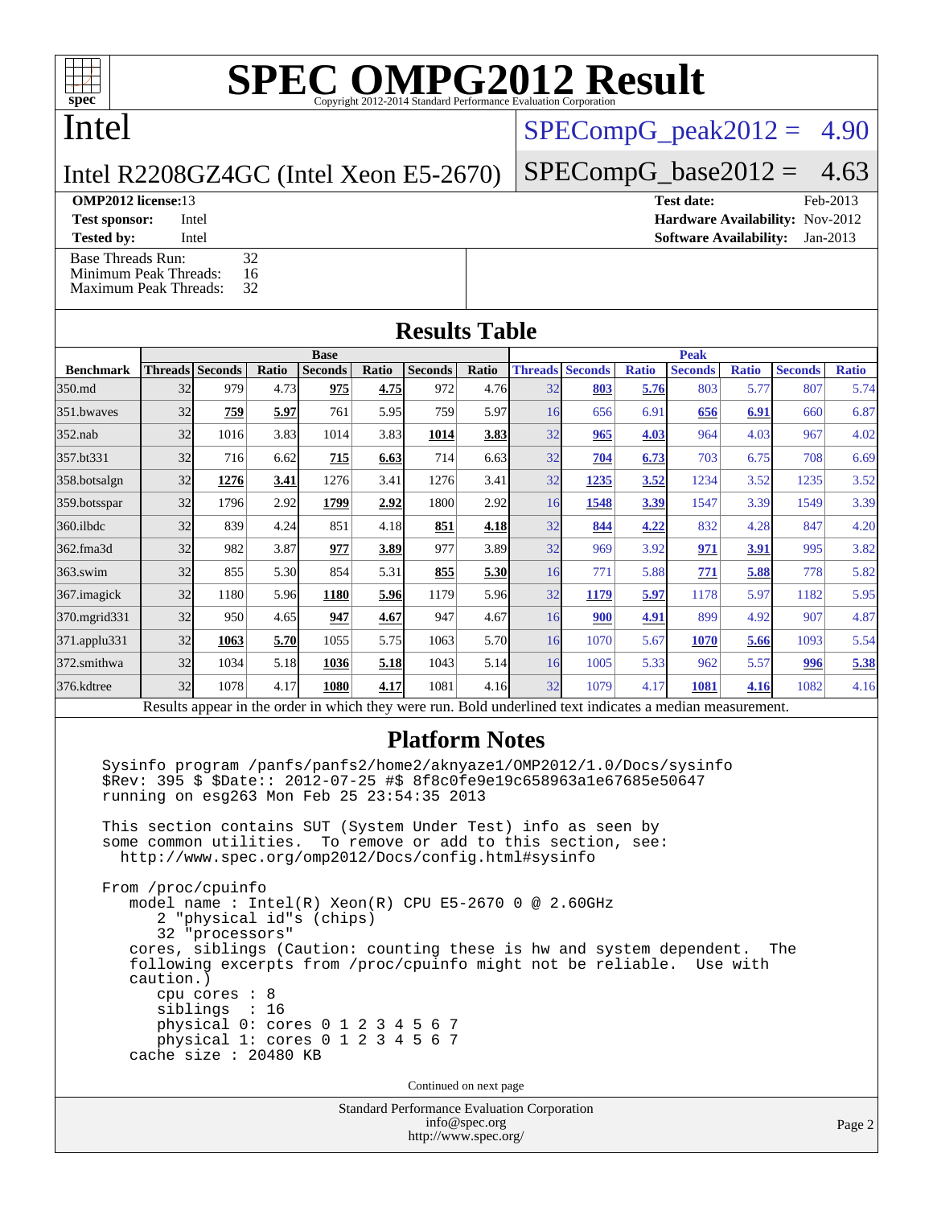# SPEC OMPG2012 Result

Copyright 2012-2014 Standard Performance Evaluation Corporation

## Intel

**Intel R2208GZ4GC (Intel Xeon E5-2670)**

SPECompG_peak2012 = 4.90

SPECompG_base2012 = 4.63

**OMP2012 license:** 13 | **Test date:** Feb-2013
**Test sponsor:** Intel | **Hardware Availability:** Nov-2012
**Tested by:** Intel | **Software Availability:** Jan-2013

Base Threads Run: 32
Minimum Peak Threads: 16
Maximum Peak Threads: 32

## Results Table

| Benchmark | Base | | | | | | | Peak | | | | | | |
|---|---|---|---|---|---|---|---|---|---|---|---|---|---|---|
| | Threads | Seconds | Ratio | Seconds | Ratio | Seconds | Ratio | Threads | Seconds | Ratio | Seconds | Ratio | Seconds | Ratio |
| 350.md | 32 | 979 | 4.73 | **975** | **4.75** | 972 | 4.76 | 32 | **803** | **5.76** | 803 | 5.77 | 807 | 5.74 |
| 351.bwaves | 32 | **759** | **5.97** | 761 | 5.95 | 759 | 5.97 | 16 | 656 | 6.91 | **656** | **6.91** | 660 | 6.87 |
| 352.nab | 32 | 1016 | 3.83 | 1014 | 3.83 | **1014** | **3.83** | 32 | **965** | **4.03** | 964 | 4.03 | 967 | 4.02 |
| 357.bt331 | 32 | 716 | 6.62 | **715** | **6.63** | 714 | 6.63 | 32 | **704** | **6.73** | 703 | 6.75 | 708 | 6.69 |
| 358.botsalgn | 32 | **1276** | **3.41** | 1276 | 3.41 | 1276 | 3.41 | 32 | **1235** | **3.52** | 1234 | 3.52 | 1235 | 3.52 |
| 359.botsspar | 32 | 1796 | 2.92 | **1799** | **2.92** | 1800 | 2.92 | 16 | **1548** | **3.39** | 1547 | 3.39 | 1549 | 3.39 |
| 360.ilbdc | 32 | 839 | 4.24 | 851 | 4.18 | **851** | **4.18** | 32 | **844** | **4.22** | 832 | 4.28 | 847 | 4.20 |
| 362.fma3d | 32 | 982 | 3.87 | **977** | **3.89** | 977 | 3.89 | 32 | 969 | 3.92 | **971** | **3.91** | 995 | 3.82 |
| 363.swim | 32 | 855 | 5.30 | 854 | 5.31 | **855** | **5.30** | 16 | 771 | 5.88 | **771** | **5.88** | 778 | 5.82 |
| 367.imagick | 32 | 1180 | 5.96 | **1180** | **5.96** | 1179 | 5.96 | 32 | **1179** | **5.97** | 1178 | 5.97 | 1182 | 5.95 |
| 370.mgrid331 | 32 | 950 | 4.65 | **947** | **4.67** | 947 | 4.67 | 16 | **900** | **4.91** | 899 | 4.92 | 907 | 4.87 |
| 371.applu331 | 32 | **1063** | **5.70** | 1055 | 5.75 | 1063 | 5.70 | 16 | 1070 | 5.67 | **1070** | **5.66** | 1093 | 5.54 |
| 372.smithwa | 32 | 1034 | 5.18 | **1036** | **5.18** | 1043 | 5.14 | 16 | 1005 | 5.33 | 962 | 5.57 | **996** | **5.38** |
| 376.kdtree | 32 | 1078 | 4.17 | **1080** | **4.17** | 1081 | 4.16 | 32 | 1079 | 4.17 | **1081** | **4.16** | 1082 | 4.16 |

Results appear in the order in which they were run. Bold underlined text indicates a median measurement.

## Platform Notes

```
Sysinfo program /panfs/panfs2/home2/aknyaze1/OMP2012/1.0/Docs/sysinfo
$Rev: 395 $ $Date:: 2012-07-25 #$ 8f8c0fe9e19c658963a1e67685e50647
running on esg263 Mon Feb 25 23:54:35 2013

This section contains SUT (System Under Test) info as seen by
some common utilities.  To remove or add to this section, see:
  http://www.spec.org/omp2012/Docs/config.html#sysinfo

From /proc/cpuinfo
   model name : Intel(R) Xeon(R) CPU E5-2670 0 @ 2.60GHz
      2 "physical id"s (chips)
      32 "processors"
   cores, siblings (Caution: counting these is hw and system dependent.  The
   following excerpts from /proc/cpuinfo might not be reliable.  Use with
   caution.)
      cpu cores : 8
      siblings  : 16
      physical 0: cores 0 1 2 3 4 5 6 7
      physical 1: cores 0 1 2 3 4 5 6 7
   cache size : 20480 KB
```

Continued on next page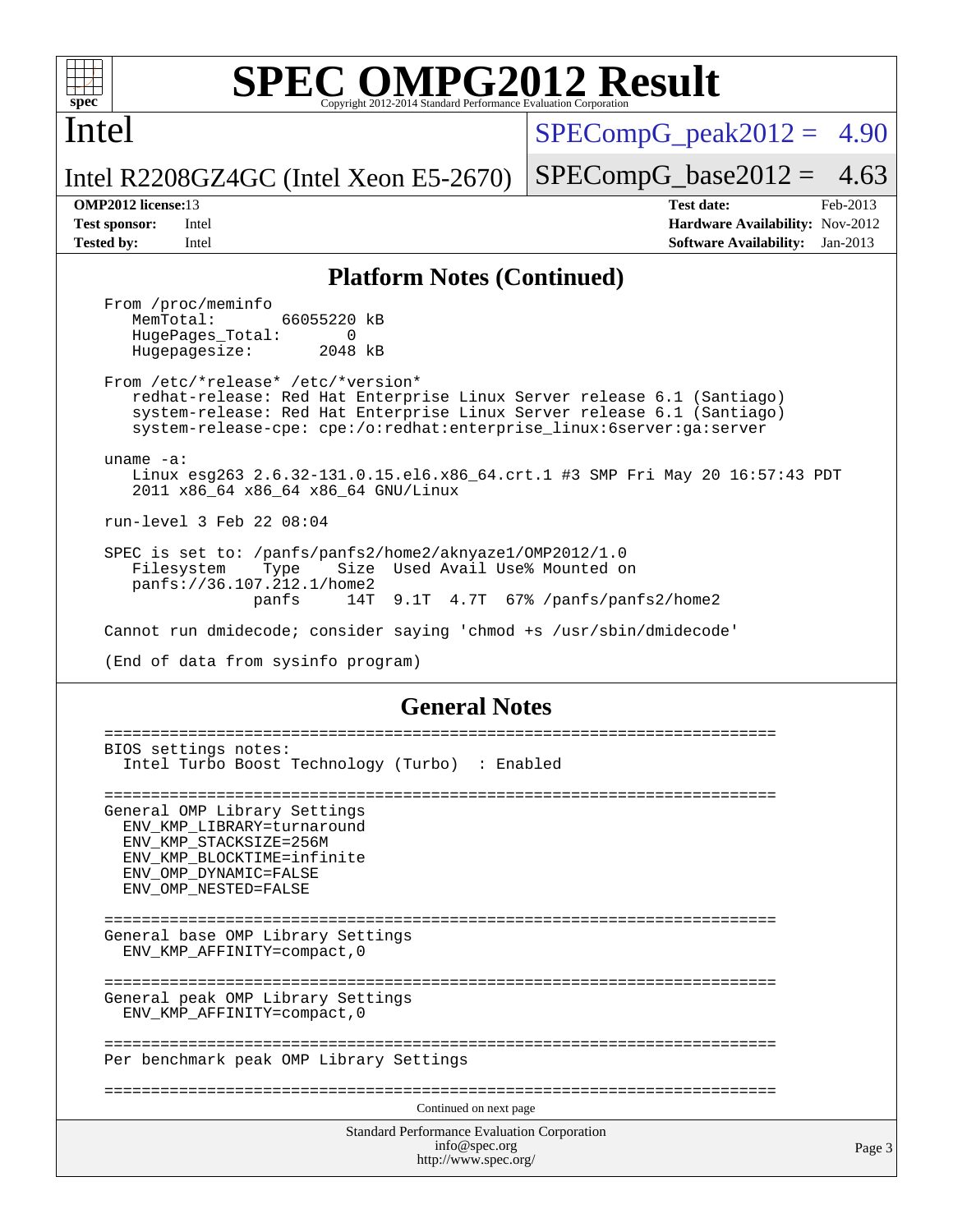## Platform Notes (Continued)

```
From /proc/meminfo
   MemTotal:       66055220 kB
   HugePages_Total:       0
   Hugepagesize:       2048 kB

From /etc/*release* /etc/*version*
   redhat-release: Red Hat Enterprise Linux Server release 6.1 (Santiago)
   system-release: Red Hat Enterprise Linux Server release 6.1 (Santiago)
   system-release-cpe: cpe:/o:redhat:enterprise_linux:6server:ga:server

uname -a:
   Linux esg263 2.6.32-131.0.15.el6.x86_64.crt.1 #3 SMP Fri May 20 16:57:43 PDT
   2011 x86_64 x86_64 x86_64 GNU/Linux

run-level 3 Feb 22 08:04

SPEC is set to: /panfs/panfs2/home2/aknyaze1/OMP2012/1.0
   Filesystem     Type    Size  Used Avail Use% Mounted on
   panfs://36.107.212.1/home2
                 panfs     14T  9.1T  4.7T  67% /panfs/panfs2/home2

Cannot run dmidecode; consider saying 'chmod +s /usr/sbin/dmidecode'

(End of data from sysinfo program)
```

## General Notes

```
========================================================================
BIOS settings notes:
  Intel Turbo Boost Technology (Turbo)  : Enabled

========================================================================
General OMP Library Settings
  ENV_KMP_LIBRARY=turnaround
  ENV_KMP_STACKSIZE=256M
  ENV_KMP_BLOCKTIME=infinite
  ENV_OMP_DYNAMIC=FALSE
  ENV_OMP_NESTED=FALSE

========================================================================
General base OMP Library Settings
  ENV_KMP_AFFINITY=compact,0

========================================================================
General peak OMP Library Settings
  ENV_KMP_AFFINITY=compact,0

========================================================================
Per benchmark peak OMP Library Settings

========================================================================
```

Continued on next page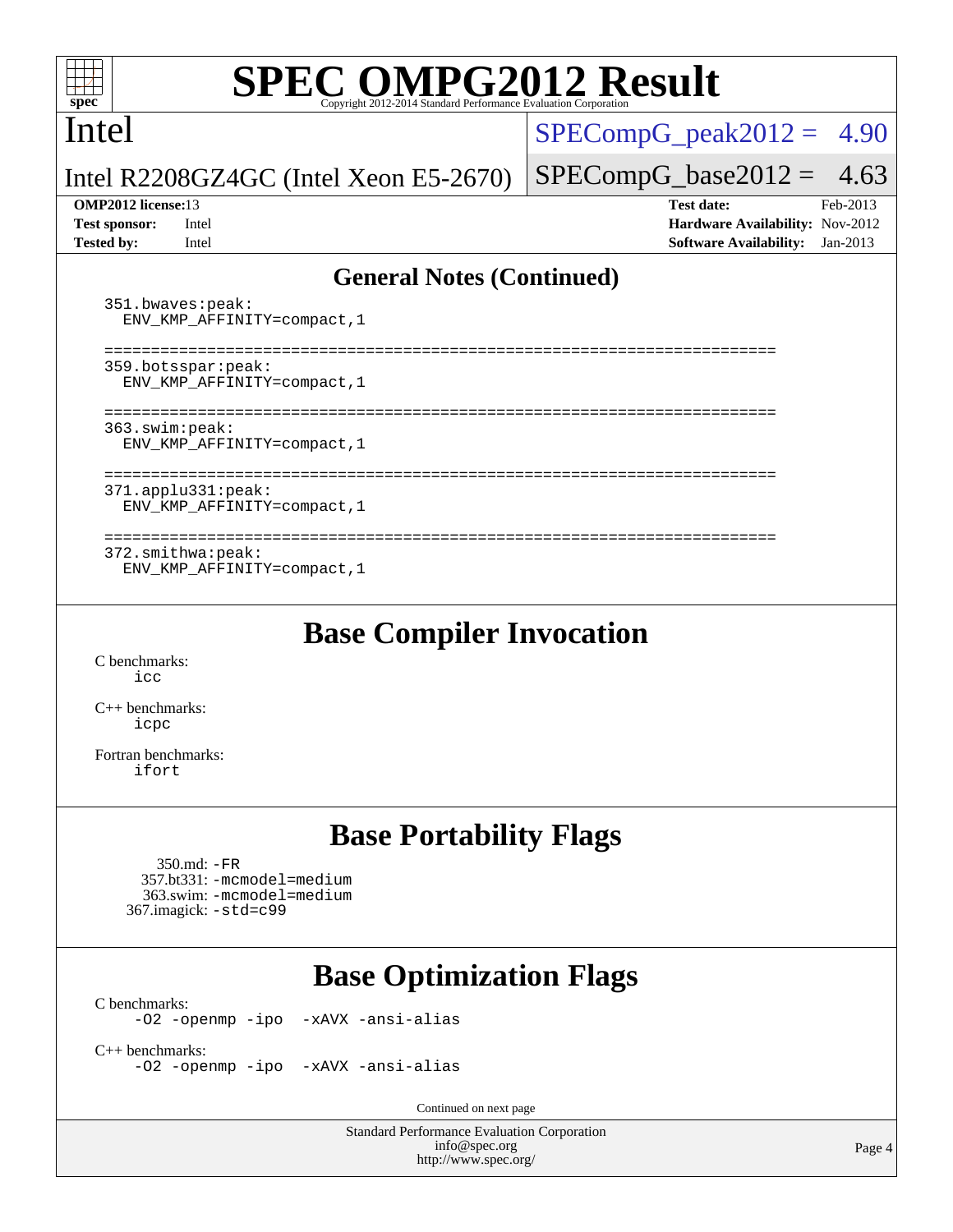## General Notes (Continued)

```
351.bwaves:peak:
  ENV_KMP_AFFINITY=compact,1

========================================================================
359.botsspar:peak:
  ENV_KMP_AFFINITY=compact,1

========================================================================
363.swim:peak:
  ENV_KMP_AFFINITY=compact,1

========================================================================
371.applu331:peak:
  ENV_KMP_AFFINITY=compact,1

========================================================================
372.smithwa:peak:
  ENV_KMP_AFFINITY=compact,1
```

## Base Compiler Invocation

C benchmarks:
`icc`

C++ benchmarks:
`icpc`

Fortran benchmarks:
`ifort`

## Base Portability Flags

350.md: `-FR`
357.bt331: `-mcmodel=medium`
363.swim: `-mcmodel=medium`
367.imagick: `-std=c99`

## Base Optimization Flags

C benchmarks:
`-O2 -openmp -ipo -xAVX -ansi-alias`

C++ benchmarks:
`-O2 -openmp -ipo -xAVX -ansi-alias`

Continued on next page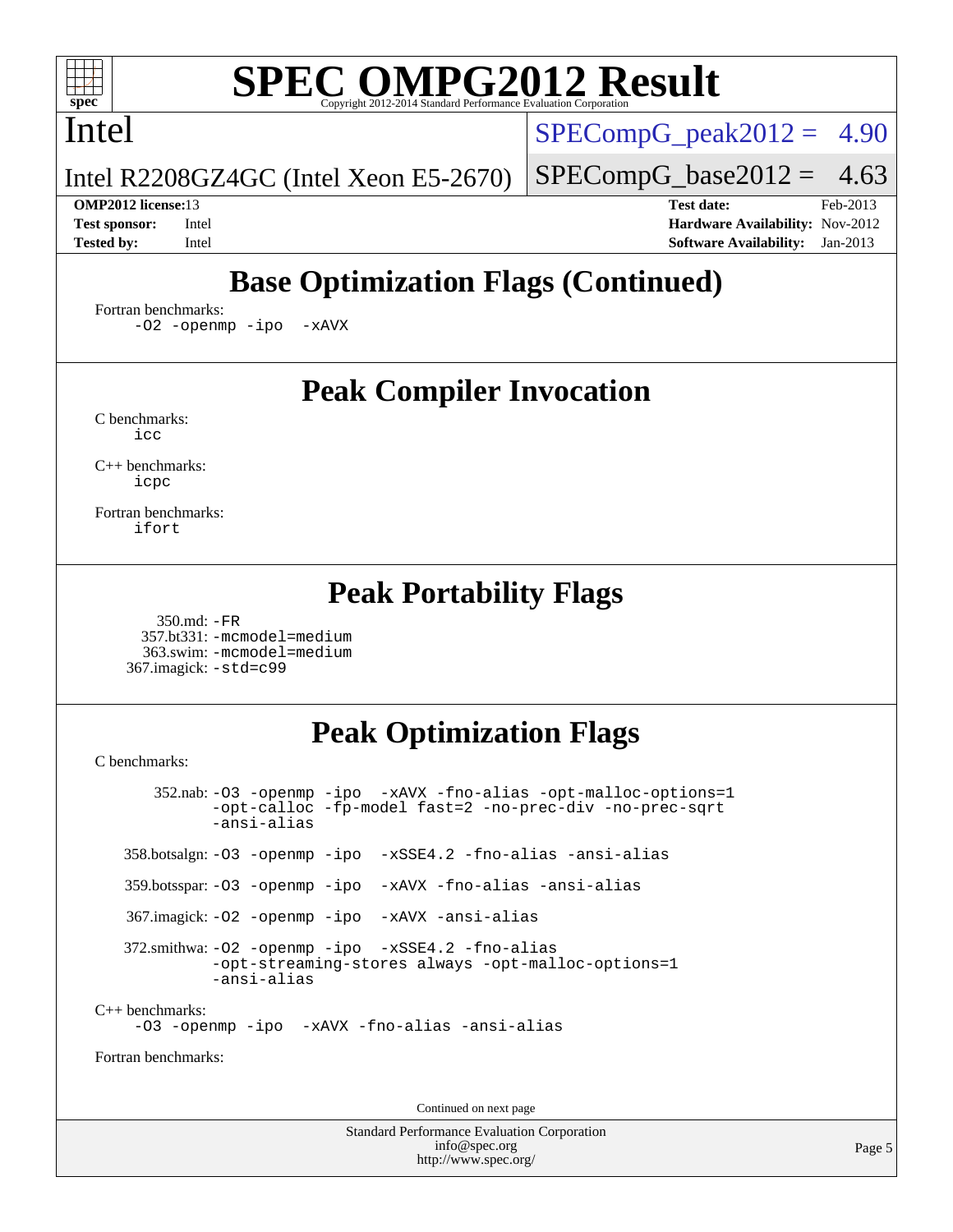## Base Optimization Flags (Continued)

Fortran benchmarks:

```
-O2 -openmp -ipo -xAVX
```

## Peak Compiler Invocation

C benchmarks:

```
icc
```

C++ benchmarks:

```
icpc
```

Fortran benchmarks:

```
ifort
```

## Peak Portability Flags

350.md: -FR
357.bt331: -mcmodel=medium
363.swim: -mcmodel=medium
367.imagick: -std=c99

## Peak Optimization Flags

C benchmarks:

352.nab: -O3 -openmp -ipo -xAVX -fno-alias -opt-malloc-options=1 -opt-calloc -fp-model fast=2 -no-prec-div -no-prec-sqrt -ansi-alias

358.botsalgn: -O3 -openmp -ipo -xSSE4.2 -fno-alias -ansi-alias

359.botsspar: -O3 -openmp -ipo -xAVX -fno-alias -ansi-alias

367.imagick: -O2 -openmp -ipo -xAVX -ansi-alias

372.smithwa: -O2 -openmp -ipo -xSSE4.2 -fno-alias -opt-streaming-stores always -opt-malloc-options=1 -ansi-alias

C++ benchmarks:

```
-O3 -openmp -ipo -xAVX -fno-alias -ansi-alias
```

Fortran benchmarks:

Continued on next page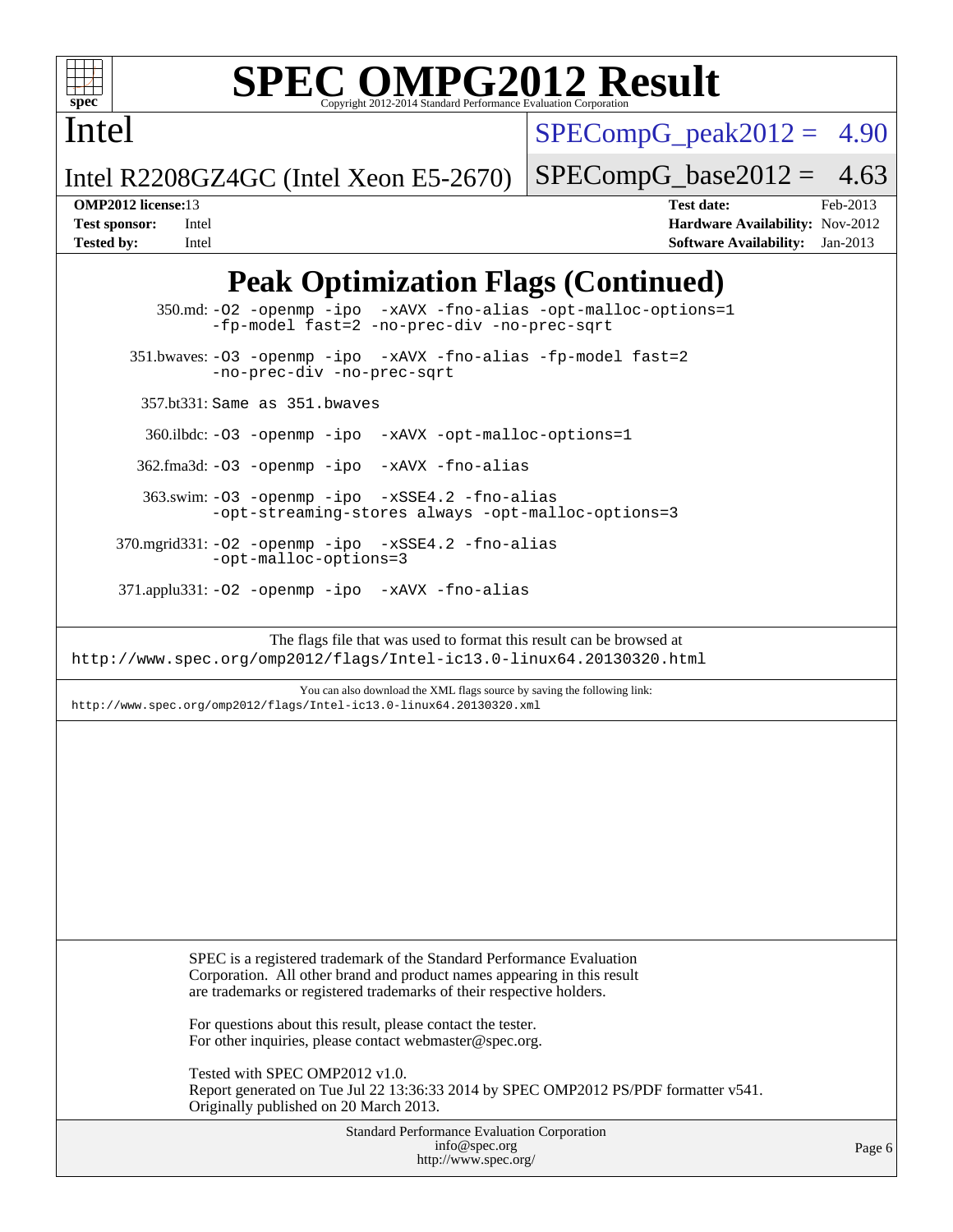# Peak Optimization Flags (Continued)

350.md: `-O2 -openmp -ipo -xAVX -fno-alias -opt-malloc-options=1 -fp-model fast=2 -no-prec-div -no-prec-sqrt`

351.bwaves: `-O3 -openmp -ipo -xAVX -fno-alias -fp-model fast=2 -no-prec-div -no-prec-sqrt`

357.bt331: Same as 351.bwaves

360.ilbdc: `-O3 -openmp -ipo -xAVX -opt-malloc-options=1`

362.fma3d: `-O3 -openmp -ipo -xAVX -fno-alias`

363.swim: `-O3 -openmp -ipo -xSSE4.2 -fno-alias -opt-streaming-stores always -opt-malloc-options=3`

370.mgrid331: `-O2 -openmp -ipo -xSSE4.2 -fno-alias -opt-malloc-options=3`

371.applu331: `-O2 -openmp -ipo -xAVX -fno-alias`

The flags file that was used to format this result can be browsed at
http://www.spec.org/omp2012/flags/Intel-ic13.0-linux64.20130320.html

You can also download the XML flags source by saving the following link:
http://www.spec.org/omp2012/flags/Intel-ic13.0-linux64.20130320.xml

SPEC is a registered trademark of the Standard Performance Evaluation Corporation. All other brand and product names appearing in this result are trademarks or registered trademarks of their respective holders.

For questions about this result, please contact the tester.
For other inquiries, please contact webmaster@spec.org.

Tested with SPEC OMP2012 v1.0.
Report generated on Tue Jul 22 13:36:33 2014 by SPEC OMP2012 PS/PDF formatter v541.
Originally published on 20 March 2013.